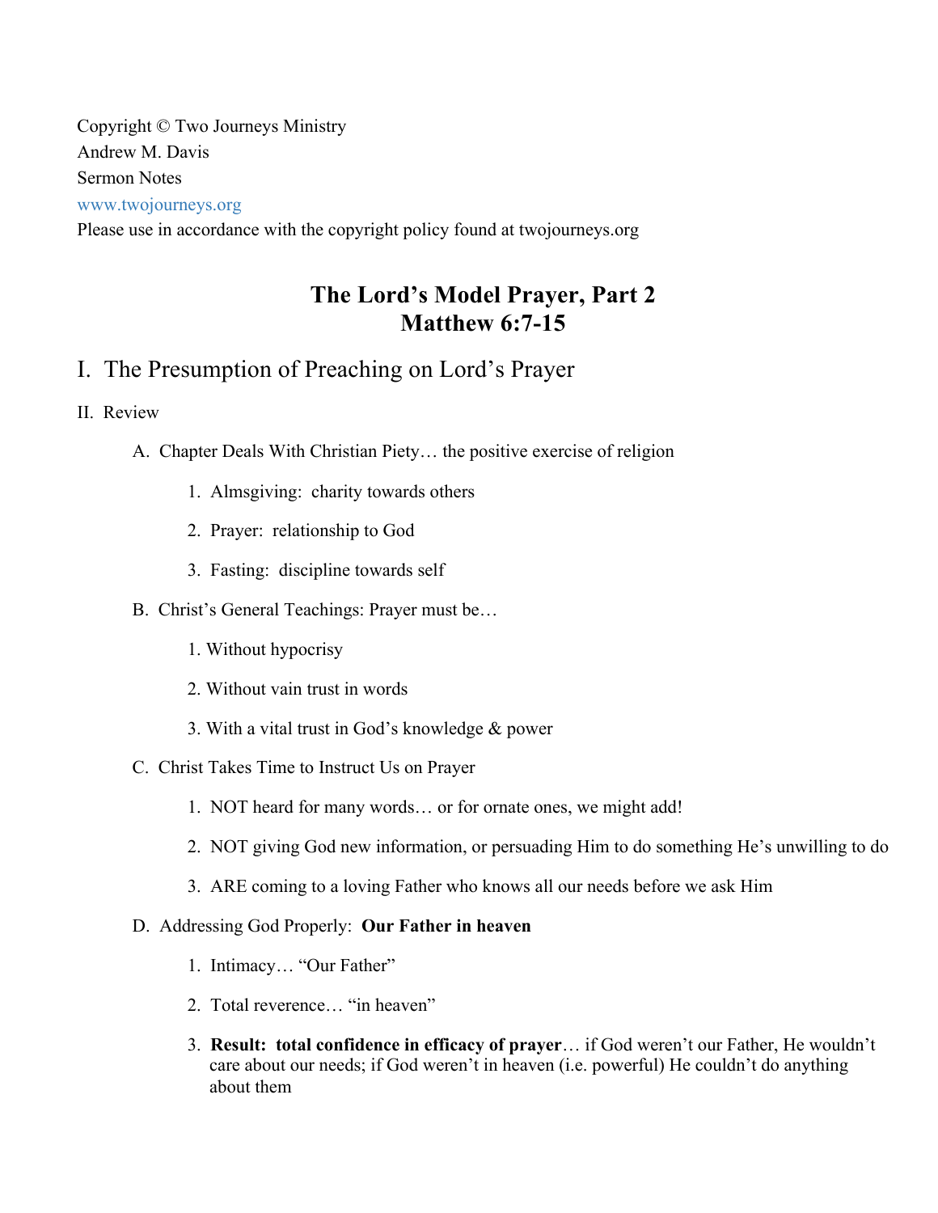Copyright © Two Journeys Ministry
Andrew M. Davis
Sermon Notes
www.twojourneys.org
Please use in accordance with the copyright policy found at twojourneys.org

# The Lord's Model Prayer, Part 2
# Matthew 6:7-15

## I. The Presumption of Preaching on Lord's Prayer

### II. Review

A. Chapter Deals With Christian Piety… the positive exercise of religion

1. Almsgiving: charity towards others
2. Prayer: relationship to God
3. Fasting: discipline towards self

B. Christ's General Teachings: Prayer must be…

1. Without hypocrisy
2. Without vain trust in words
3. With a vital trust in God's knowledge & power

C. Christ Takes Time to Instruct Us on Prayer

1. NOT heard for many words… or for ornate ones, we might add!
2. NOT giving God new information, or persuading Him to do something He's unwilling to do
3. ARE coming to a loving Father who knows all our needs before we ask Him

D. Addressing God Properly: **Our Father in heaven**

1. Intimacy… "Our Father"
2. Total reverence… "in heaven"
3. **Result: total confidence in efficacy of prayer**… if God weren't our Father, He wouldn't care about our needs; if God weren't in heaven (i.e. powerful) He couldn't do anything about them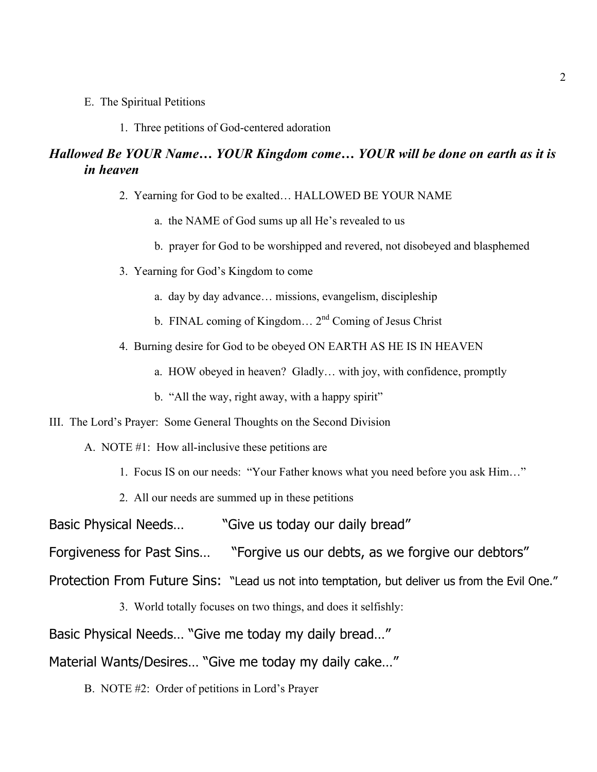E. The Spiritual Petitions

1. Three petitions of God-centered adoration

***Hallowed Be YOUR Name… YOUR Kingdom come… YOUR will be done on earth as it is in heaven***

2. Yearning for God to be exalted… HALLOWED BE YOUR NAME

   a. the NAME of God sums up all He's revealed to us

   b. prayer for God to be worshipped and revered, not disobeyed and blasphemed

3. Yearning for God's Kingdom to come

   a. day by day advance… missions, evangelism, discipleship

   b. FINAL coming of Kingdom… 2nd Coming of Jesus Christ

4. Burning desire for God to be obeyed ON EARTH AS HE IS IN HEAVEN

   a. HOW obeyed in heaven? Gladly… with joy, with confidence, promptly

   b. "All the way, right away, with a happy spirit"

III. The Lord's Prayer: Some General Thoughts on the Second Division

A. NOTE #1: How all-inclusive these petitions are

1. Focus IS on our needs: "Your Father knows what you need before you ask Him…"

2. All our needs are summed up in these petitions

Basic Physical Needs… "Give us today our daily bread"

Forgiveness for Past Sins… "Forgive us our debts, as we forgive our debtors"

Protection From Future Sins: "Lead us not into temptation, but deliver us from the Evil One."

3. World totally focuses on two things, and does it selfishly:

Basic Physical Needs… "Give me today my daily bread…"

Material Wants/Desires… "Give me today my daily cake…"

B. NOTE #2: Order of petitions in Lord's Prayer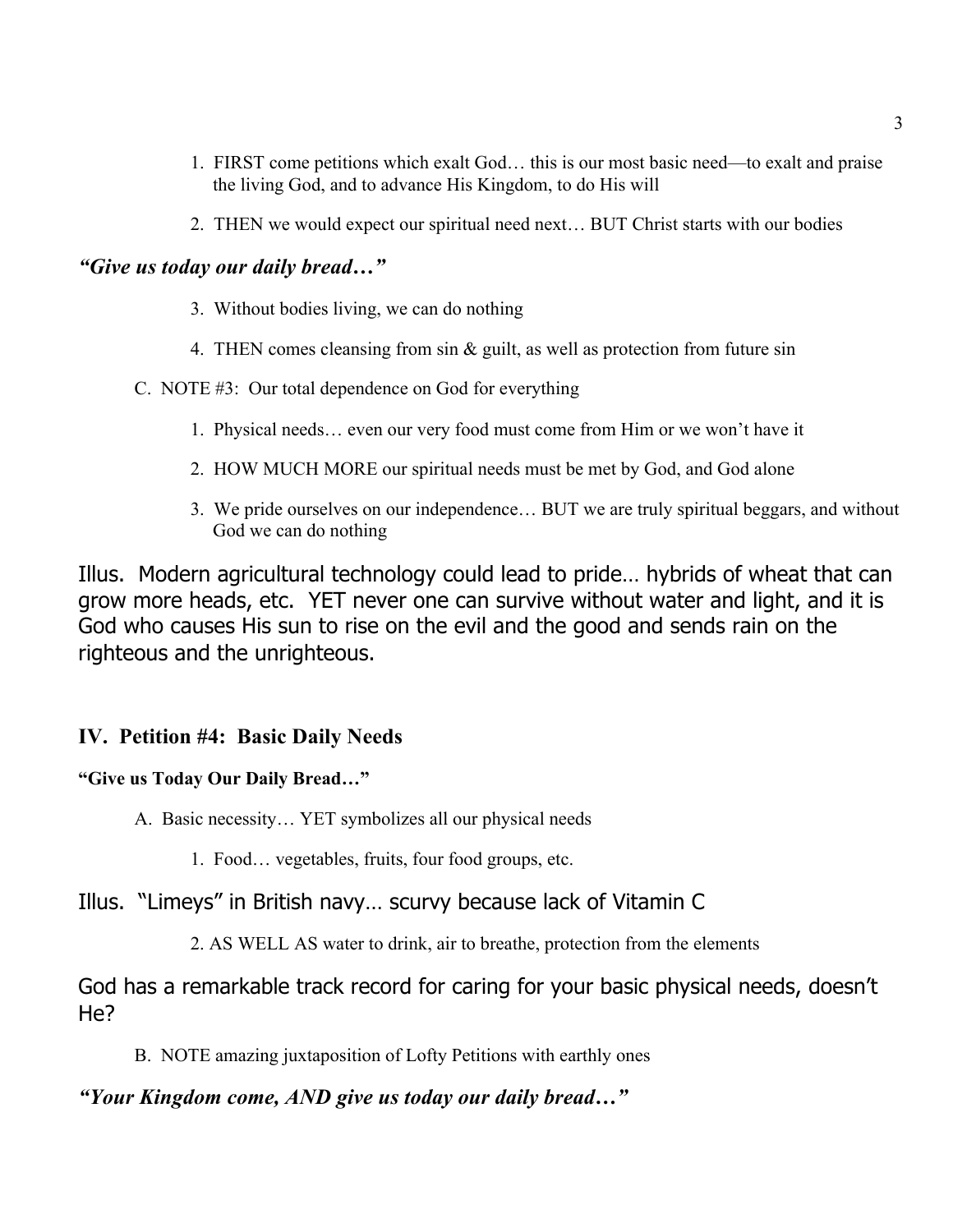1. FIRST come petitions which exalt God… this is our most basic need—to exalt and praise the living God, and to advance His Kingdom, to do His will

2. THEN we would expect our spiritual need next… BUT Christ starts with our bodies

***"Give us today our daily bread…"***

3. Without bodies living, we can do nothing

4. THEN comes cleansing from sin & guilt, as well as protection from future sin

C. NOTE #3: Our total dependence on God for everything

1. Physical needs… even our very food must come from Him or we won't have it

2. HOW MUCH MORE our spiritual needs must be met by God, and God alone

3. We pride ourselves on our independence… BUT we are truly spiritual beggars, and without God we can do nothing

Illus. Modern agricultural technology could lead to pride… hybrids of wheat that can grow more heads, etc. YET never one can survive without water and light, and it is God who causes His sun to rise on the evil and the good and sends rain on the righteous and the unrighteous.

## IV. Petition #4: Basic Daily Needs

**"Give us Today Our Daily Bread…"**

A. Basic necessity… YET symbolizes all our physical needs

1. Food… vegetables, fruits, four food groups, etc.

Illus. "Limeys" in British navy… scurvy because lack of Vitamin C

2. AS WELL AS water to drink, air to breathe, protection from the elements

God has a remarkable track record for caring for your basic physical needs, doesn't He?

B. NOTE amazing juxtaposition of Lofty Petitions with earthly ones

***"Your Kingdom come, AND give us today our daily bread…"***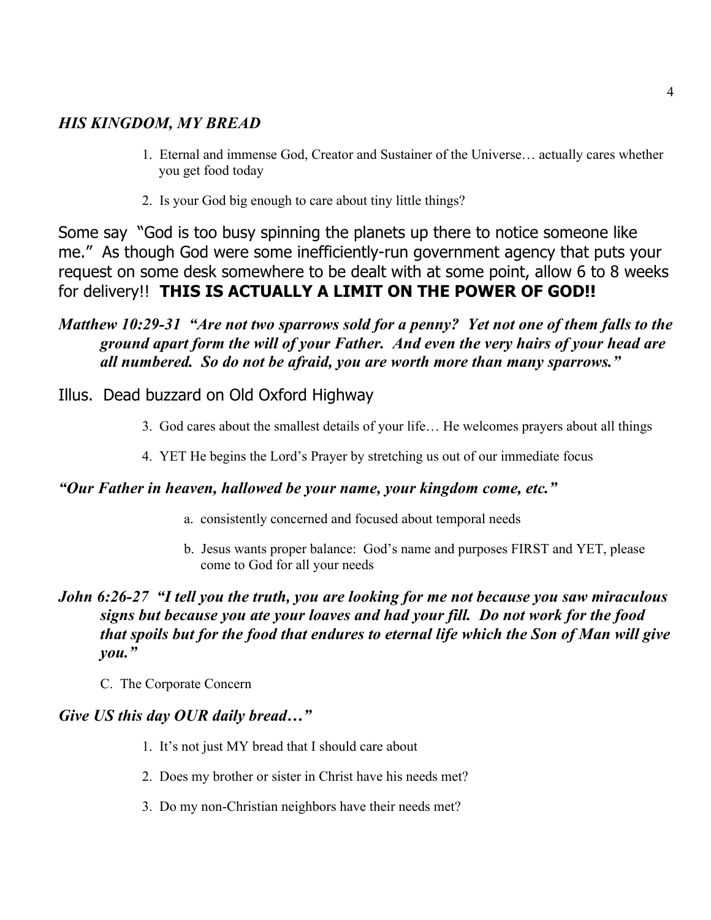### *HIS KINGDOM, MY BREAD*

1. Eternal and immense God, Creator and Sustainer of the Universe… actually cares whether you get food today
2. Is your God big enough to care about tiny little things?

Some say "God is too busy spinning the planets up there to notice someone like me." As though God were some inefficiently-run government agency that puts your request on some desk somewhere to be dealt with at some point, allow 6 to 8 weeks for delivery!! **THIS IS ACTUALLY A LIMIT ON THE POWER OF GOD!!**

***Matthew 10:29-31 "Are not two sparrows sold for a penny? Yet not one of them falls to the ground apart form the will of your Father. And even the very hairs of your head are all numbered. So do not be afraid, you are worth more than many sparrows."***

Illus. Dead buzzard on Old Oxford Highway

3. God cares about the smallest details of your life… He welcomes prayers about all things
4. YET He begins the Lord's Prayer by stretching us out of our immediate focus

***"Our Father in heaven, hallowed be your name, your kingdom come, etc."***

a. consistently concerned and focused about temporal needs

b. Jesus wants proper balance: God's name and purposes FIRST and YET, please come to God for all your needs

***John 6:26-27 "I tell you the truth, you are looking for me not because you saw miraculous signs but because you ate your loaves and had your fill. Do not work for the food that spoils but for the food that endures to eternal life which the Son of Man will give you."***

C. The Corporate Concern

***Give US this day OUR daily bread…"***

1. It's not just MY bread that I should care about
2. Does my brother or sister in Christ have his needs met?
3. Do my non-Christian neighbors have their needs met?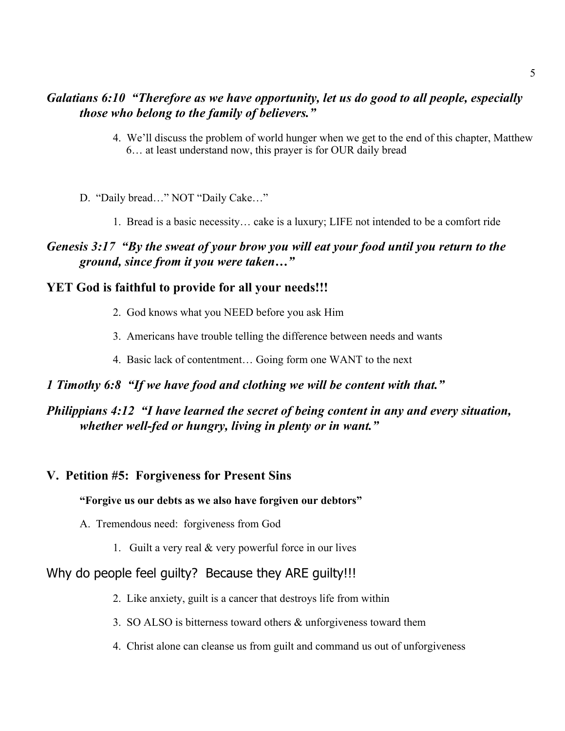***Galatians 6:10 "Therefore as we have opportunity, let us do good to all people, especially those who belong to the family of believers."***

4. We'll discuss the problem of world hunger when we get to the end of this chapter, Matthew 6… at least understand now, this prayer is for OUR daily bread

D. "Daily bread…" NOT "Daily Cake…"

1. Bread is a basic necessity… cake is a luxury; LIFE not intended to be a comfort ride

***Genesis 3:17 "By the sweat of your brow you will eat your food until you return to the ground, since from it you were taken…"***

**YET God is faithful to provide for all your needs!!!**

2. God knows what you NEED before you ask Him
3. Americans have trouble telling the difference between needs and wants
4. Basic lack of contentment… Going form one WANT to the next

***1 Timothy 6:8 "If we have food and clothing we will be content with that."***

***Philippians 4:12 "I have learned the secret of being content in any and every situation, whether well-fed or hungry, living in plenty or in want."***

## V. Petition #5: Forgiveness for Present Sins

**"Forgive us our debts as we also have forgiven our debtors"**

A. Tremendous need: forgiveness from God

1. Guilt a very real & very powerful force in our lives

Why do people feel guilty? Because they ARE guilty!!!

2. Like anxiety, guilt is a cancer that destroys life from within
3. SO ALSO is bitterness toward others & unforgiveness toward them
4. Christ alone can cleanse us from guilt and command us out of unforgiveness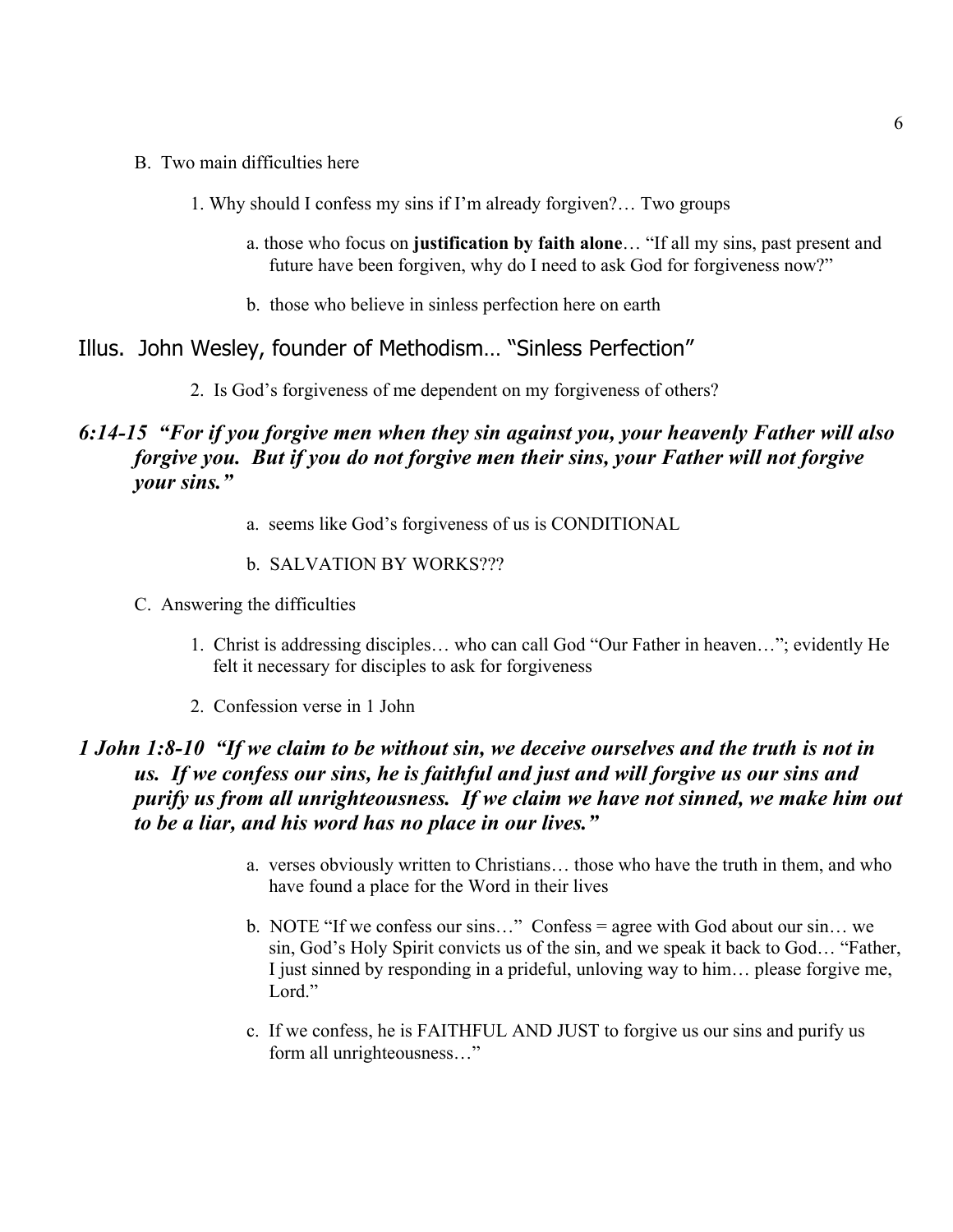B. Two main difficulties here

1. Why should I confess my sins if I'm already forgiven?… Two groups

   a. those who focus on **justification by faith alone**… "If all my sins, past present and future have been forgiven, why do I need to ask God for forgiveness now?"

   b. those who believe in sinless perfection here on earth

Illus. John Wesley, founder of Methodism… "Sinless Perfection"

2. Is God's forgiveness of me dependent on my forgiveness of others?

***6:14-15 "For if you forgive men when they sin against you, your heavenly Father will also forgive you. But if you do not forgive men their sins, your Father will not forgive your sins."***

   a. seems like God's forgiveness of us is CONDITIONAL

   b. SALVATION BY WORKS???

C. Answering the difficulties

1. Christ is addressing disciples… who can call God "Our Father in heaven…"; evidently He felt it necessary for disciples to ask for forgiveness

2. Confession verse in 1 John

***1 John 1:8-10 "If we claim to be without sin, we deceive ourselves and the truth is not in us. If we confess our sins, he is faithful and just and will forgive us our sins and purify us from all unrighteousness. If we claim we have not sinned, we make him out to be a liar, and his word has no place in our lives."***

   a. verses obviously written to Christians… those who have the truth in them, and who have found a place for the Word in their lives

   b. NOTE "If we confess our sins…" Confess = agree with God about our sin… we sin, God's Holy Spirit convicts us of the sin, and we speak it back to God… "Father, I just sinned by responding in a prideful, unloving way to him… please forgive me, Lord."

   c. If we confess, he is FAITHFUL AND JUST to forgive us our sins and purify us form all unrighteousness…"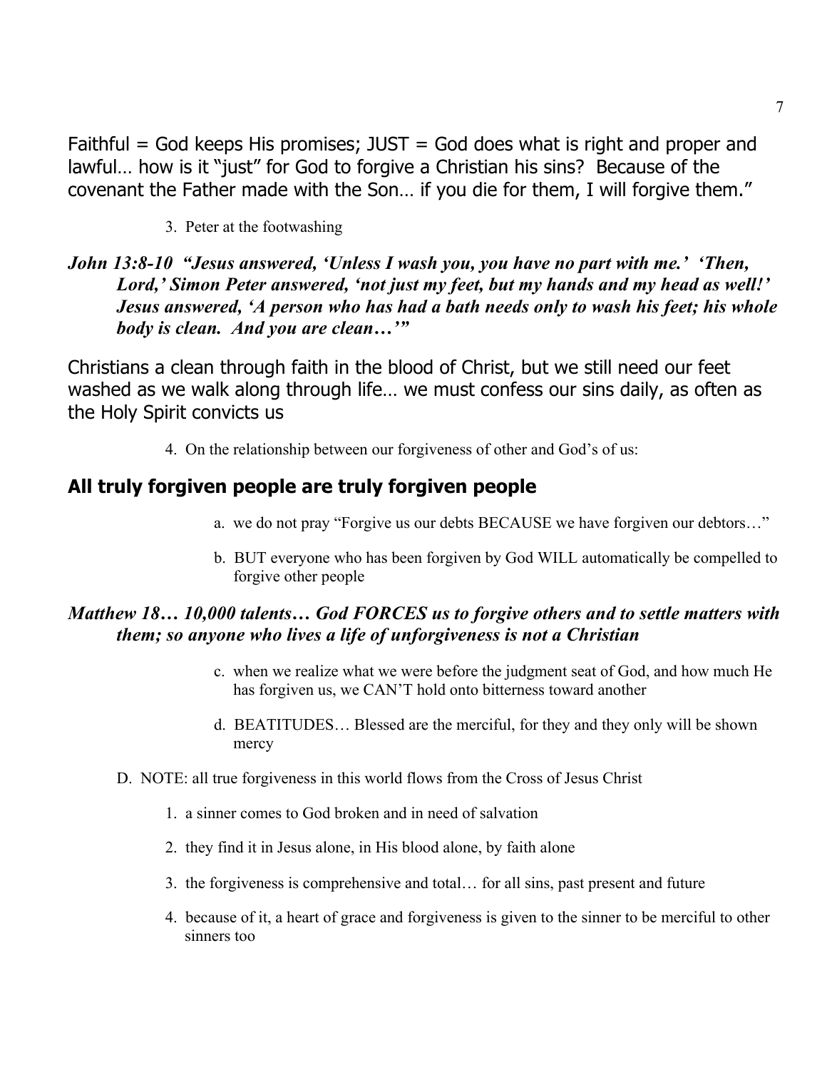Faithful = God keeps His promises; JUST = God does what is right and proper and lawful… how is it "just" for God to forgive a Christian his sins? Because of the covenant the Father made with the Son… if you die for them, I will forgive them."

3. Peter at the footwashing

***John 13:8-10 "Jesus answered, 'Unless I wash you, you have no part with me.' 'Then, Lord,' Simon Peter answered, 'not just my feet, but my hands and my head as well!' Jesus answered, 'A person who has had a bath needs only to wash his feet; his whole body is clean. And you are clean…'"***

Christians a clean through faith in the blood of Christ, but we still need our feet washed as we walk along through life… we must confess our sins daily, as often as the Holy Spirit convicts us

4. On the relationship between our forgiveness of other and God's of us:

## All truly forgiven people are truly forgiven people

a. we do not pray "Forgive us our debts BECAUSE we have forgiven our debtors…"

b. BUT everyone who has been forgiven by God WILL automatically be compelled to forgive other people

***Matthew 18… 10,000 talents… God FORCES us to forgive others and to settle matters with them; so anyone who lives a life of unforgiveness is not a Christian***

c. when we realize what we were before the judgment seat of God, and how much He has forgiven us, we CAN'T hold onto bitterness toward another

d. BEATITUDES… Blessed are the merciful, for they and they only will be shown mercy

D. NOTE: all true forgiveness in this world flows from the Cross of Jesus Christ

1. a sinner comes to God broken and in need of salvation

2. they find it in Jesus alone, in His blood alone, by faith alone

3. the forgiveness is comprehensive and total… for all sins, past present and future

4. because of it, a heart of grace and forgiveness is given to the sinner to be merciful to other sinners too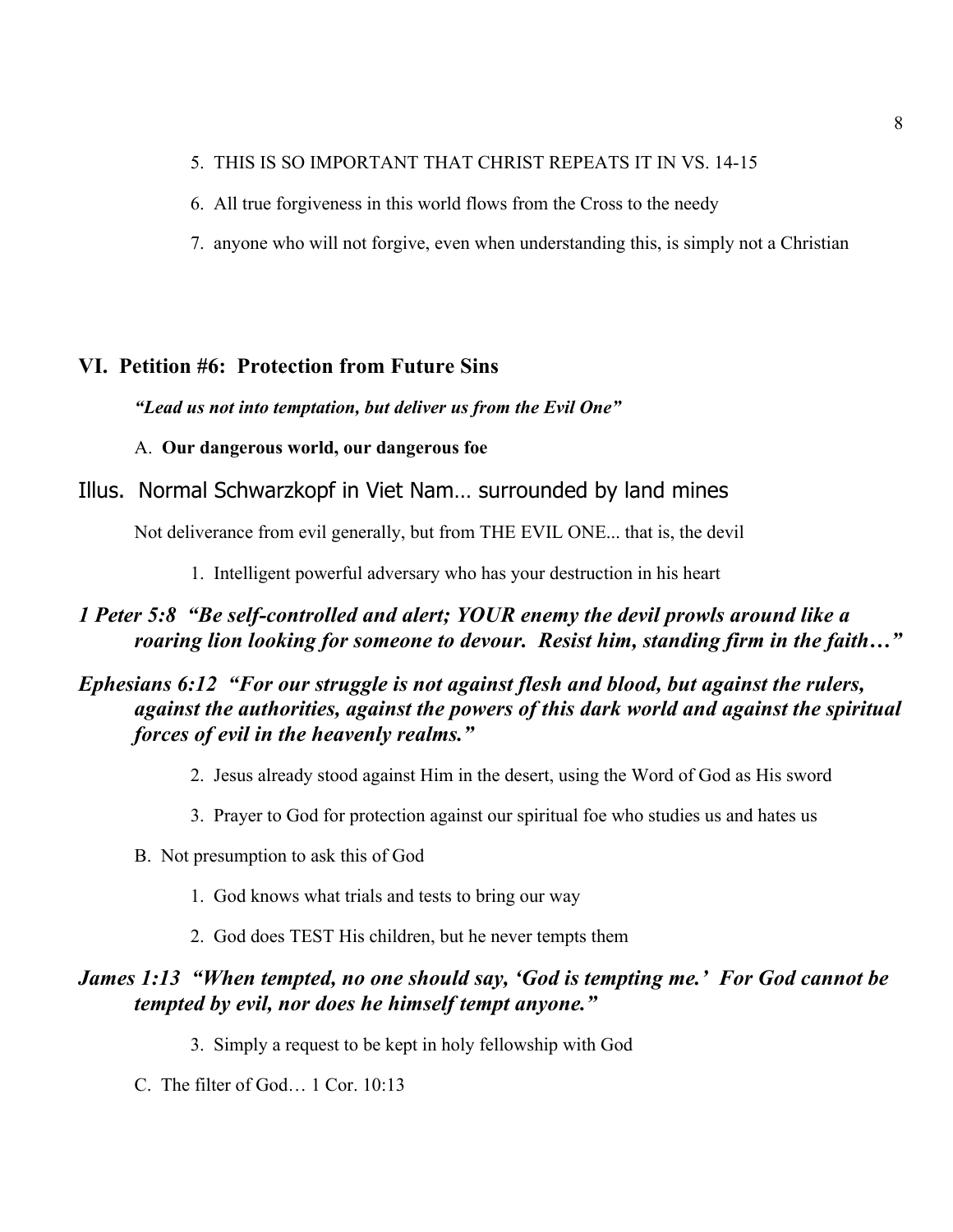5. THIS IS SO IMPORTANT THAT CHRIST REPEATS IT IN VS. 14-15

6. All true forgiveness in this world flows from the Cross to the needy

7. anyone who will not forgive, even when understanding this, is simply not a Christian

## VI. Petition #6: Protection from Future Sins

***"Lead us not into temptation, but deliver us from the Evil One"***

A. **Our dangerous world, our dangerous foe**

Illus. Normal Schwarzkopf in Viet Nam… surrounded by land mines

Not deliverance from evil generally, but from THE EVIL ONE... that is, the devil

1. Intelligent powerful adversary who has your destruction in his heart

***1 Peter 5:8 "Be self-controlled and alert; YOUR enemy the devil prowls around like a roaring lion looking for someone to devour. Resist him, standing firm in the faith…"***

***Ephesians 6:12 "For our struggle is not against flesh and blood, but against the rulers, against the authorities, against the powers of this dark world and against the spiritual forces of evil in the heavenly realms."***

2. Jesus already stood against Him in the desert, using the Word of God as His sword

3. Prayer to God for protection against our spiritual foe who studies us and hates us

B. Not presumption to ask this of God

1. God knows what trials and tests to bring our way

2. God does TEST His children, but he never tempts them

***James 1:13 "When tempted, no one should say, 'God is tempting me.' For God cannot be tempted by evil, nor does he himself tempt anyone."***

3. Simply a request to be kept in holy fellowship with God

C. The filter of God… 1 Cor. 10:13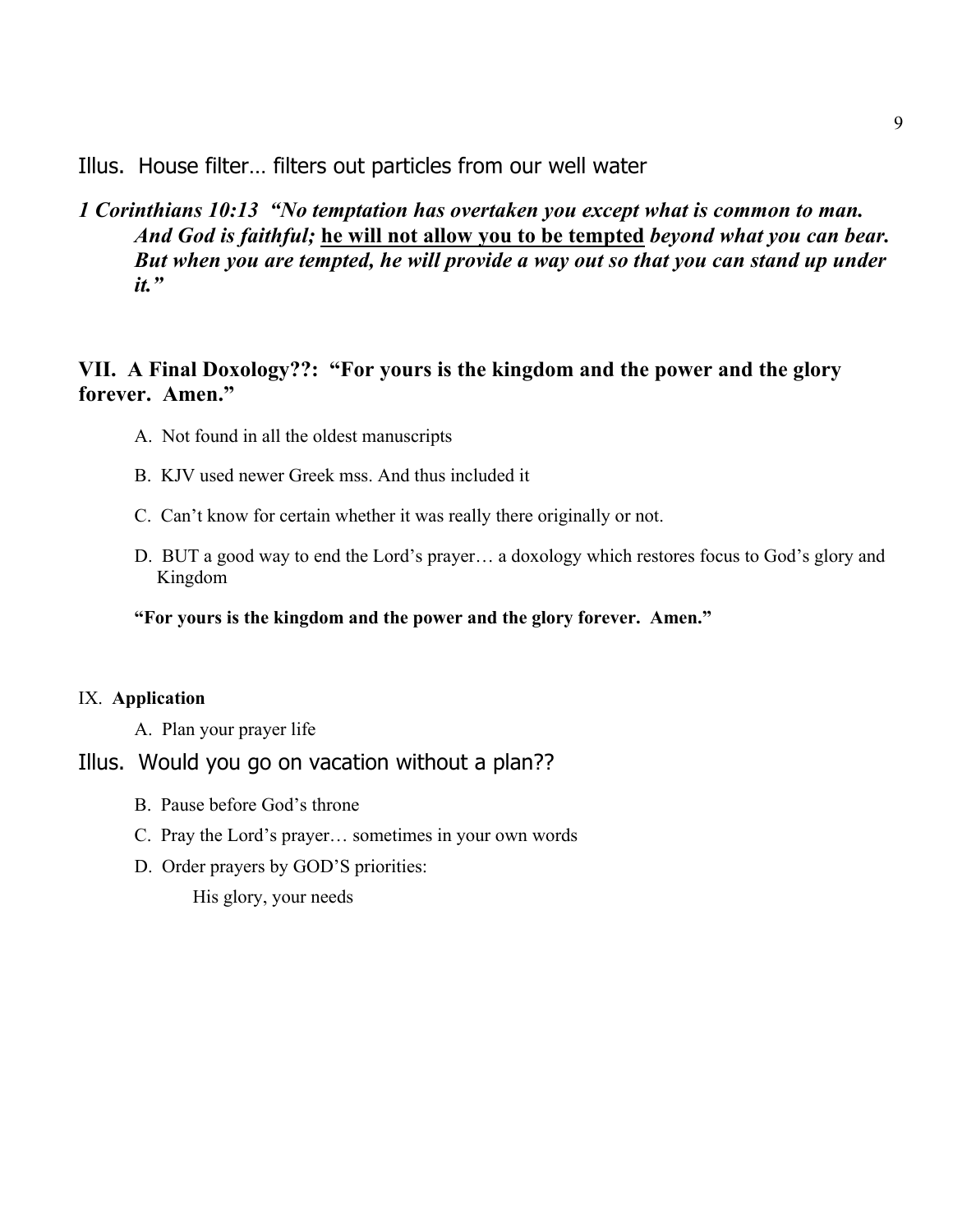Illus. House filter… filters out particles from our well water

***1 Corinthians 10:13 "No temptation has overtaken you except what is common to man. And God is faithful;* <u>he will not allow you to be tempted</u> *beyond what you can bear. But when you are tempted, he will provide a way out so that you can stand up under it."***

## VII. A Final Doxology??: "For yours is the kingdom and the power and the glory forever. Amen."

A. Not found in all the oldest manuscripts

B. KJV used newer Greek mss. And thus included it

C. Can't know for certain whether it was really there originally or not.

D. BUT a good way to end the Lord's prayer… a doxology which restores focus to God's glory and Kingdom

**"For yours is the kingdom and the power and the glory forever. Amen."**

## IX. Application

A. Plan your prayer life

Illus. Would you go on vacation without a plan??

B. Pause before God's throne

C. Pray the Lord's prayer… sometimes in your own words

D. Order prayers by GOD'S priorities:

His glory, your needs